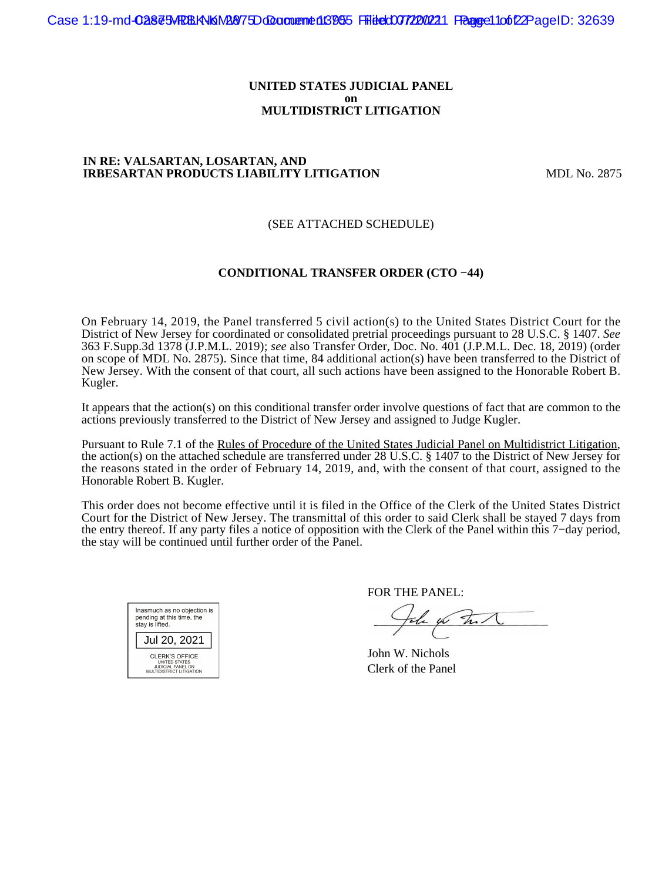**UNITED STATES JUDICIAL PANEL**
**on**
**MULTIDISTRICT LITIGATION**

**IN RE: VALSARTAN, LOSARTAN, AND IRBESARTAN PRODUCTS LIABILITY LITIGATION** MDL No. 2875

(SEE ATTACHED SCHEDULE)

**CONDITIONAL TRANSFER ORDER (CTO −44)**

On February 14, 2019, the Panel transferred 5 civil action(s) to the United States District Court for the District of New Jersey for coordinated or consolidated pretrial proceedings pursuant to 28 U.S.C. § 1407. *See* 363 F.Supp.3d 1378 (J.P.M.L. 2019); *see* also Transfer Order, Doc. No. 401 (J.P.M.L. Dec. 18, 2019) (order on scope of MDL No. 2875). Since that time, 84 additional action(s) have been transferred to the District of New Jersey. With the consent of that court, all such actions have been assigned to the Honorable Robert B. Kugler.

It appears that the action(s) on this conditional transfer order involve questions of fact that are common to the actions previously transferred to the District of New Jersey and assigned to Judge Kugler.

Pursuant to Rule 7.1 of the Rules of Procedure of the United States Judicial Panel on Multidistrict Litigation, the action(s) on the attached schedule are transferred under 28 U.S.C. § 1407 to the District of New Jersey for the reasons stated in the order of February 14, 2019, and, with the consent of that court, assigned to the Honorable Robert B. Kugler.

This order does not become effective until it is filed in the Office of the Clerk of the United States District Court for the District of New Jersey. The transmittal of this order to said Clerk shall be stayed 7 days from the entry thereof. If any party files a notice of opposition with the Clerk of the Panel within this 7−day period, the stay will be continued until further order of the Panel.

Inasmuch as no objection is pending at this time, the stay is lifted.

Jul 20, 2021

CLERK'S OFFICE
UNITED STATES
JUDICIAL PANEL ON
MULTIDISTRICT LITIGATION

FOR THE PANEL:

John W. Nichols
Clerk of the Panel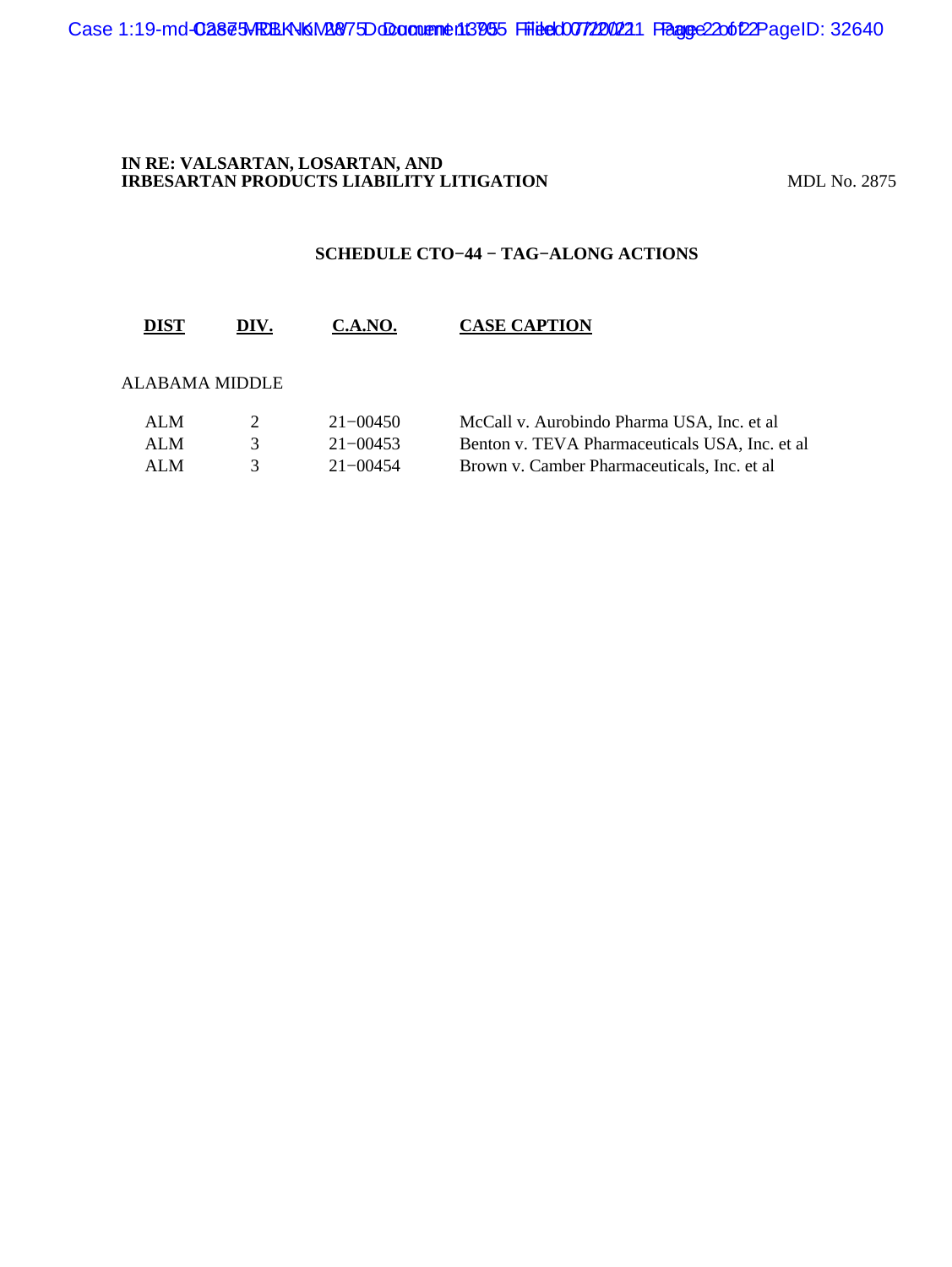**IN RE: VALSARTAN, LOSARTAN, AND IRBESARTAN PRODUCTS LIABILITY LITIGATION** MDL No. 2875

**SCHEDULE CTO−44 − TAG−ALONG ACTIONS**

| DIST | DIV. | C.A.NO. | CASE CAPTION |
|---|---|---|---|
| ALABAMA MIDDLE | | | |
| ALM | 2 | 21−00450 | McCall v. Aurobindo Pharma USA, Inc. et al |
| ALM | 3 | 21−00453 | Benton v. TEVA Pharmaceuticals USA, Inc. et al |
| ALM | 3 | 21−00454 | Brown v. Camber Pharmaceuticals, Inc. et al |